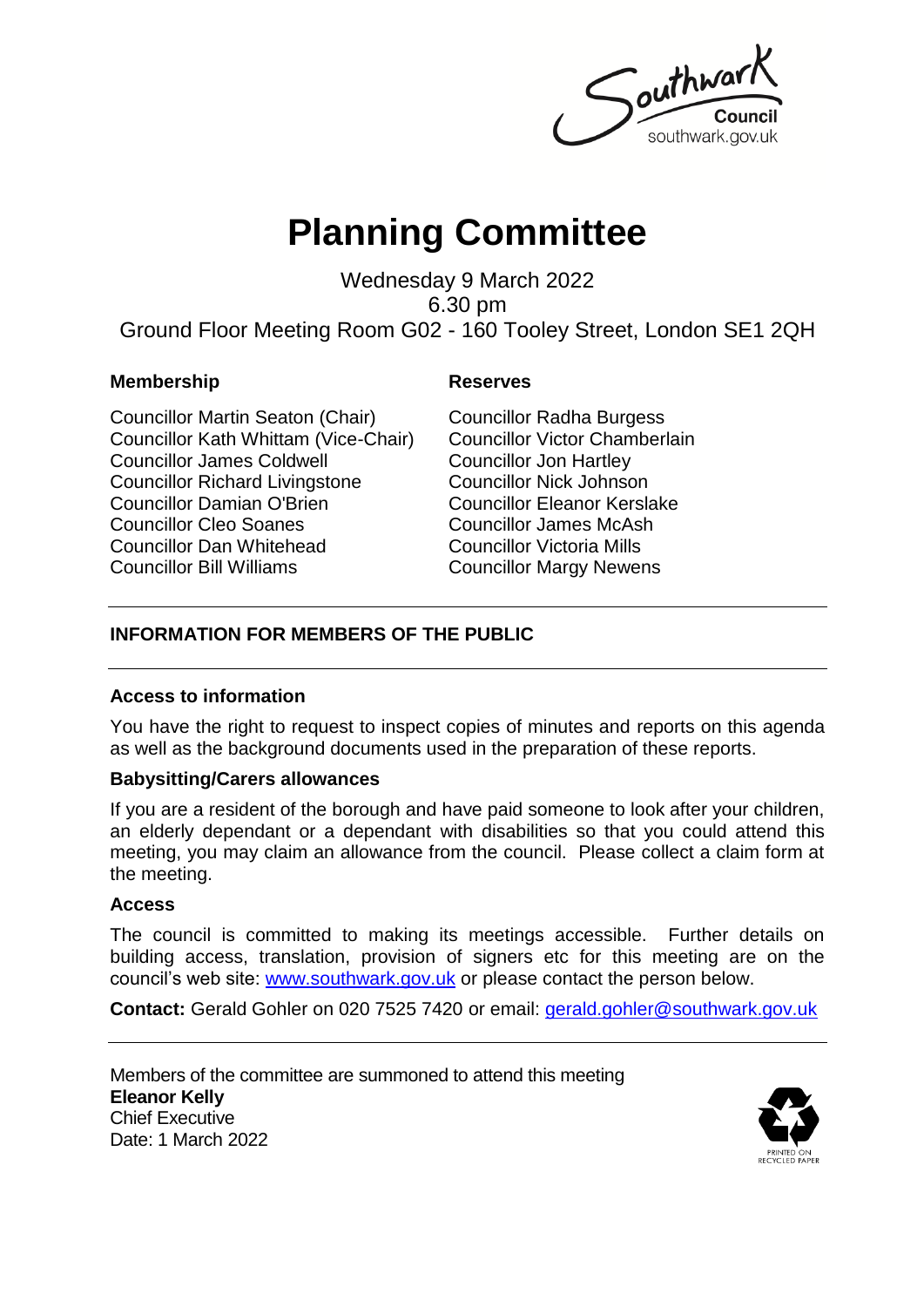# Planning Committee

Wednesday 9 March 2022
6.30 pm
Ground Floor Meeting Room G02 - 160 Tooley Street, London SE1 2QH

| **Membership** | **Reserves** |
|---|---|
| Councillor Martin Seaton (Chair) | Councillor Radha Burgess |
| Councillor Kath Whittam (Vice-Chair) | Councillor Victor Chamberlain |
| Councillor James Coldwell | Councillor Jon Hartley |
| Councillor Richard Livingstone | Councillor Nick Johnson |
| Councillor Damian O'Brien | Councillor Eleanor Kerslake |
| Councillor Cleo Soanes | Councillor James McAsh |
| Councillor Dan Whitehead | Councillor Victoria Mills |
| Councillor Bill Williams | Councillor Margy Newens |

## INFORMATION FOR MEMBERS OF THE PUBLIC

### Access to information

You have the right to request to inspect copies of minutes and reports on this agenda as well as the background documents used in the preparation of these reports.

### Babysitting/Carers allowances

If you are a resident of the borough and have paid someone to look after your children, an elderly dependant or a dependant with disabilities so that you could attend this meeting, you may claim an allowance from the council. Please collect a claim form at the meeting.

### Access

The council is committed to making its meetings accessible. Further details on building access, translation, provision of signers etc for this meeting are on the council's web site: www.southwark.gov.uk or please contact the person below.

**Contact:** Gerald Gohler on 020 7525 7420 or email: gerald.gohler@southwark.gov.uk

Members of the committee are summoned to attend this meeting
**Eleanor Kelly**
Chief Executive
Date: 1 March 2022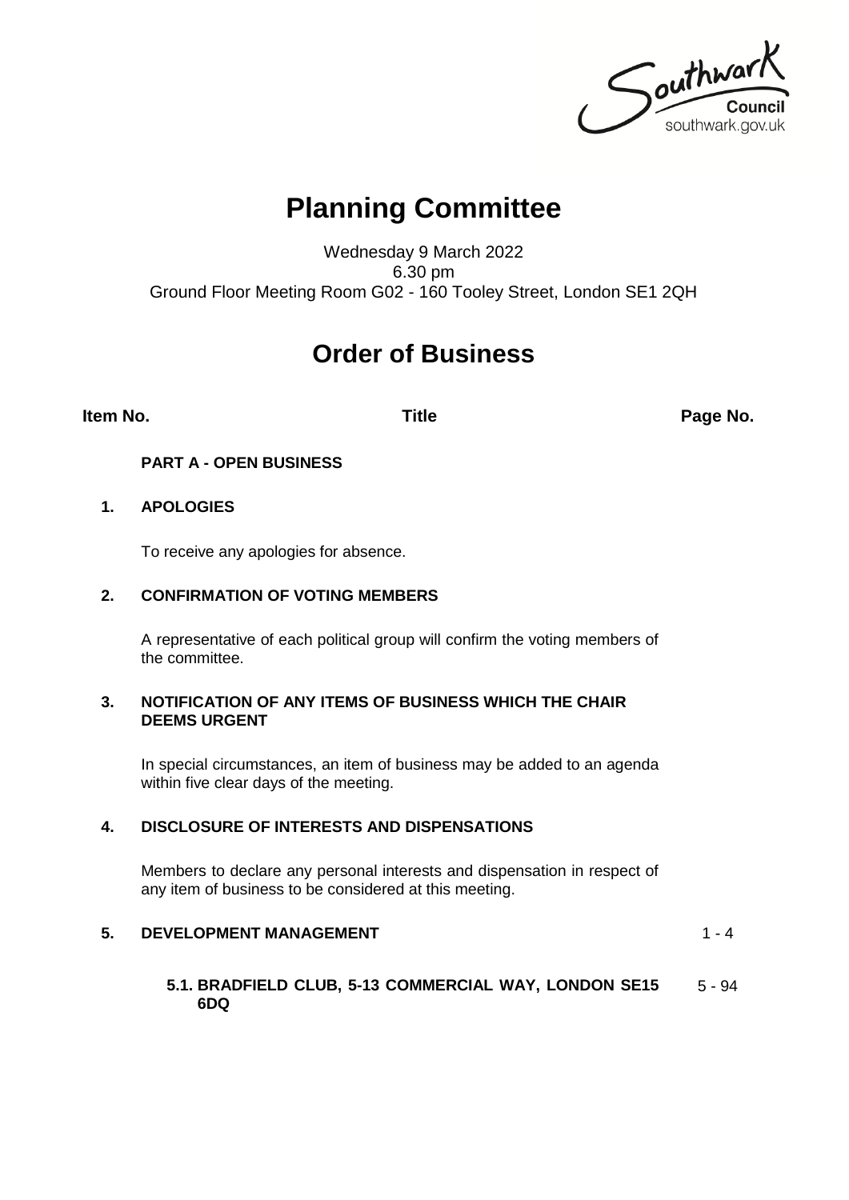# Planning Committee

Wednesday 9 March 2022
6.30 pm
Ground Floor Meeting Room G02 - 160 Tooley Street, London SE1 2QH

# Order of Business

| Item No. | Title | Page No. |
|---|---|---|
| | **PART A - OPEN BUSINESS** | |
| **1.** | **APOLOGIES**<br><br>To receive any apologies for absence. | |
| **2.** | **CONFIRMATION OF VOTING MEMBERS**<br><br>A representative of each political group will confirm the voting members of the committee. | |
| **3.** | **NOTIFICATION OF ANY ITEMS OF BUSINESS WHICH THE CHAIR DEEMS URGENT**<br><br>In special circumstances, an item of business may be added to an agenda within five clear days of the meeting. | |
| **4.** | **DISCLOSURE OF INTERESTS AND DISPENSATIONS**<br><br>Members to declare any personal interests and dispensation in respect of any item of business to be considered at this meeting. | |
| **5.** | **DEVELOPMENT MANAGEMENT** | 1 - 4 |
| | **5.1. BRADFIELD CLUB, 5-13 COMMERCIAL WAY, LONDON SE15 6DQ** | 5 - 94 |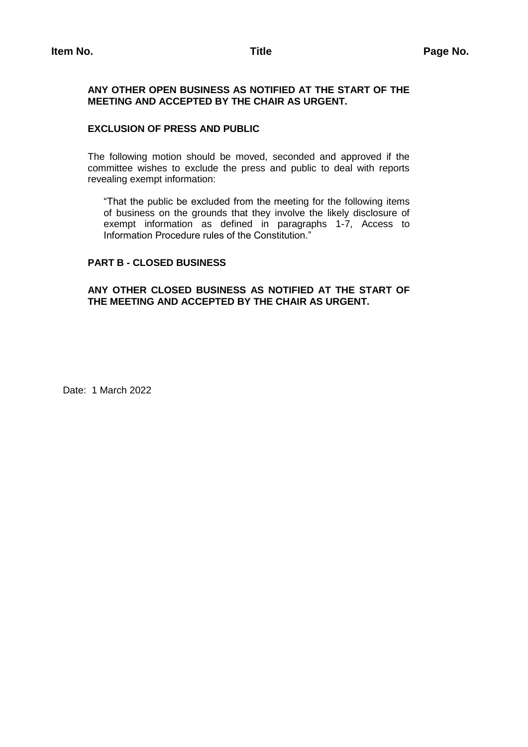| Item No. | Title | Page No. |
|---|---|---|

**ANY OTHER OPEN BUSINESS AS NOTIFIED AT THE START OF THE MEETING AND ACCEPTED BY THE CHAIR AS URGENT.**

**EXCLUSION OF PRESS AND PUBLIC**

The following motion should be moved, seconded and approved if the committee wishes to exclude the press and public to deal with reports revealing exempt information:

> "That the public be excluded from the meeting for the following items of business on the grounds that they involve the likely disclosure of exempt information as defined in paragraphs 1-7, Access to Information Procedure rules of the Constitution."

**PART B - CLOSED BUSINESS**

**ANY OTHER CLOSED BUSINESS AS NOTIFIED AT THE START OF THE MEETING AND ACCEPTED BY THE CHAIR AS URGENT.**

Date: 1 March 2022